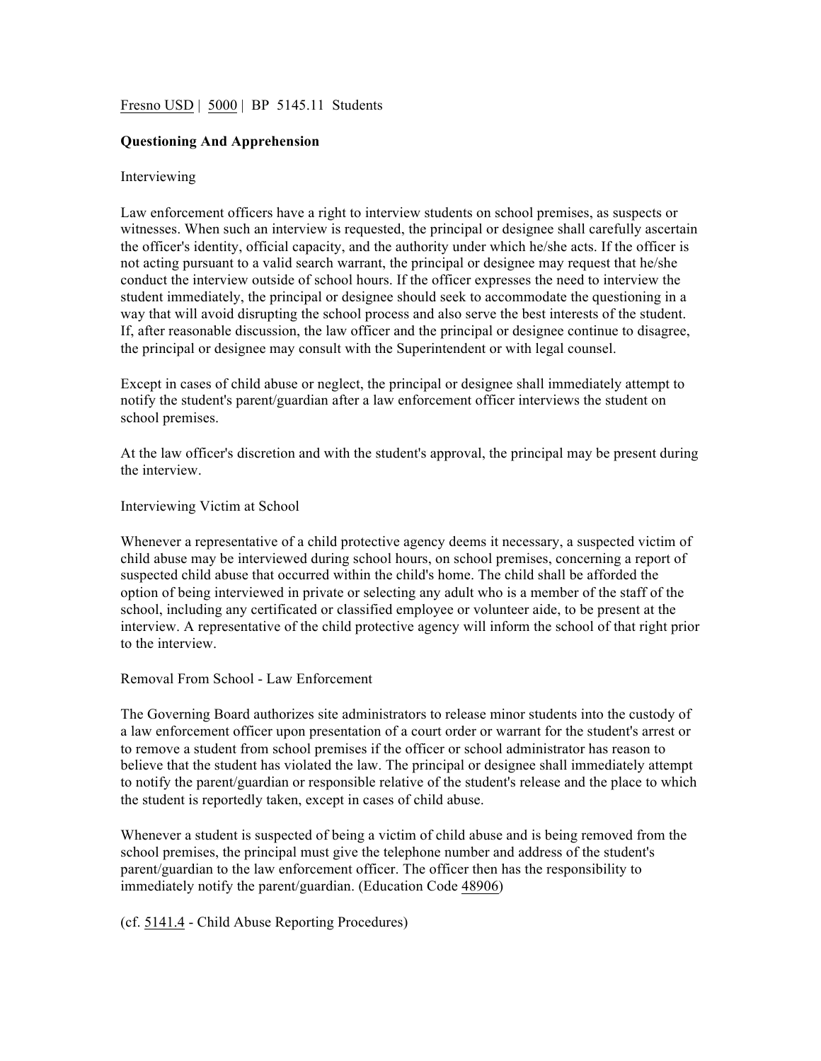Fresno USD | 5000 | BP 5145.11 Students

**Questioning And Apprehension**

Interviewing

Law enforcement officers have a right to interview students on school premises, as suspects or witnesses. When such an interview is requested, the principal or designee shall carefully ascertain the officer's identity, official capacity, and the authority under which he/she acts. If the officer is not acting pursuant to a valid search warrant, the principal or designee may request that he/she conduct the interview outside of school hours. If the officer expresses the need to interview the student immediately, the principal or designee should seek to accommodate the questioning in a way that will avoid disrupting the school process and also serve the best interests of the student. If, after reasonable discussion, the law officer and the principal or designee continue to disagree, the principal or designee may consult with the Superintendent or with legal counsel.

Except in cases of child abuse or neglect, the principal or designee shall immediately attempt to notify the student's parent/guardian after a law enforcement officer interviews the student on school premises.

At the law officer's discretion and with the student's approval, the principal may be present during the interview.

Interviewing Victim at School

Whenever a representative of a child protective agency deems it necessary, a suspected victim of child abuse may be interviewed during school hours, on school premises, concerning a report of suspected child abuse that occurred within the child's home. The child shall be afforded the option of being interviewed in private or selecting any adult who is a member of the staff of the school, including any certificated or classified employee or volunteer aide, to be present at the interview. A representative of the child protective agency will inform the school of that right prior to the interview.

Removal From School - Law Enforcement

The Governing Board authorizes site administrators to release minor students into the custody of a law enforcement officer upon presentation of a court order or warrant for the student's arrest or to remove a student from school premises if the officer or school administrator has reason to believe that the student has violated the law. The principal or designee shall immediately attempt to notify the parent/guardian or responsible relative of the student's release and the place to which the student is reportedly taken, except in cases of child abuse.

Whenever a student is suspected of being a victim of child abuse and is being removed from the school premises, the principal must give the telephone number and address of the student's parent/guardian to the law enforcement officer. The officer then has the responsibility to immediately notify the parent/guardian. (Education Code 48906)

(cf. 5141.4 - Child Abuse Reporting Procedures)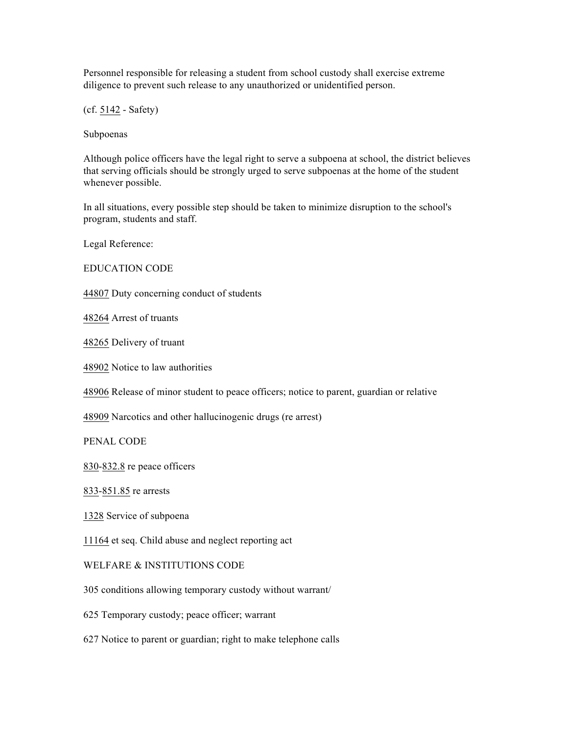Personnel responsible for releasing a student from school custody shall exercise extreme diligence to prevent such release to any unauthorized or unidentified person.

(cf. 5142 - Safety)

## Subpoenas

Although police officers have the legal right to serve a subpoena at school, the district believes that serving officials should be strongly urged to serve subpoenas at the home of the student whenever possible.

In all situations, every possible step should be taken to minimize disruption to the school's program, students and staff.

Legal Reference:

EDUCATION CODE

44807 Duty concerning conduct of students

48264 Arrest of truants

48265 Delivery of truant

48902 Notice to law authorities

48906 Release of minor student to peace officers; notice to parent, guardian or relative

48909 Narcotics and other hallucinogenic drugs (re arrest)

PENAL CODE

830-832.8 re peace officers

833-851.85 re arrests

1328 Service of subpoena

11164 et seq. Child abuse and neglect reporting act

WELFARE & INSTITUTIONS CODE

305 conditions allowing temporary custody without warrant/

625 Temporary custody; peace officer; warrant

627 Notice to parent or guardian; right to make telephone calls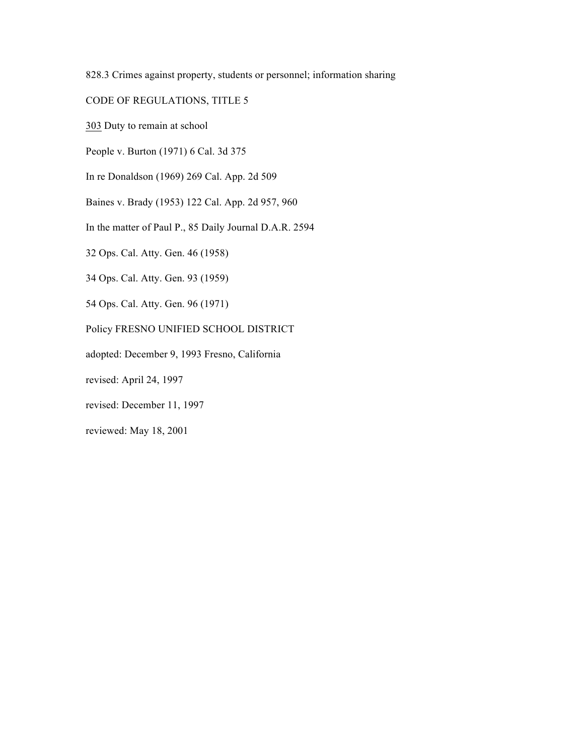828.3 Crimes against property, students or personnel; information sharing

CODE OF REGULATIONS, TITLE 5

303 Duty to remain at school

People v. Burton (1971) 6 Cal. 3d 375

In re Donaldson (1969) 269 Cal. App. 2d 509

Baines v. Brady (1953) 122 Cal. App. 2d 957, 960

In the matter of Paul P., 85 Daily Journal D.A.R. 2594

32 Ops. Cal. Atty. Gen. 46 (1958)

34 Ops. Cal. Atty. Gen. 93 (1959)

54 Ops. Cal. Atty. Gen. 96 (1971)

Policy FRESNO UNIFIED SCHOOL DISTRICT

adopted: December 9, 1993 Fresno, California

revised: April 24, 1997

revised: December 11, 1997

reviewed: May 18, 2001